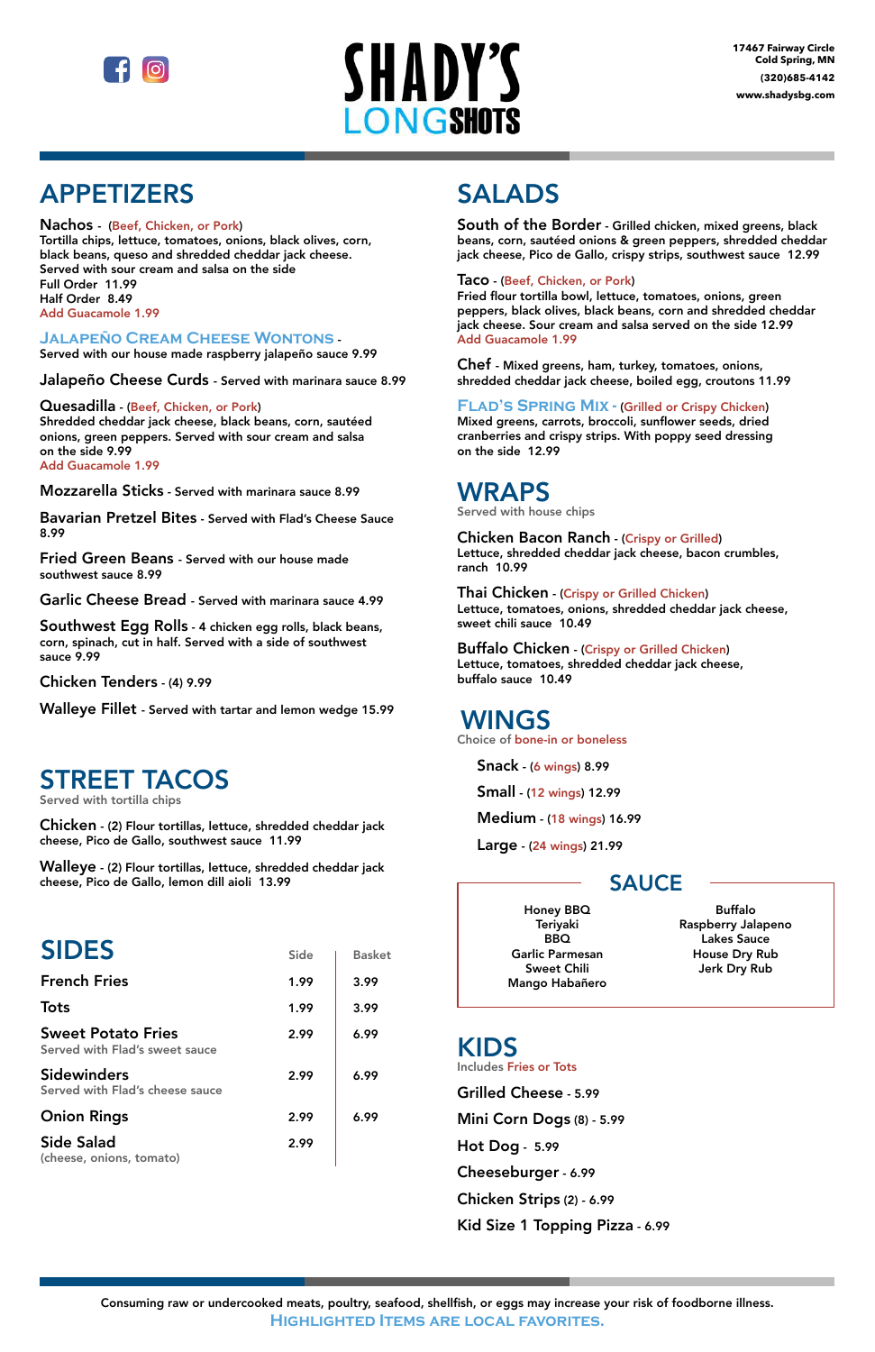# SHADY'S LONGSHOTS

17467 Fairway Circle
Cold Spring, MN
(320)685-4142
www.shadysbg.com

## APPETIZERS

**Nachos** - (Beef, Chicken, or Pork)
Tortilla chips, lettuce, tomatoes, onions, black olives, corn, black beans, queso and shredded cheddar jack cheese. Served with sour cream and salsa on the side
Full Order 11.99
Half Order 8.49
Add Guacamole 1.99

**Jalapeño Cream Cheese Wontons** - Served with our house made raspberry jalapeño sauce 9.99

**Jalapeño Cheese Curds** - Served with marinara sauce 8.99

**Quesadilla** - (Beef, Chicken, or Pork)
Shredded cheddar jack cheese, black beans, corn, sautéed onions, green peppers. Served with sour cream and salsa on the side 9.99
Add Guacamole 1.99

**Mozzarella Sticks** - Served with marinara sauce 8.99

**Bavarian Pretzel Bites** - Served with Flad's Cheese Sauce 8.99

**Fried Green Beans** - Served with our house made southwest sauce 8.99

**Garlic Cheese Bread** - Served with marinara sauce 4.99

**Southwest Egg Rolls** - 4 chicken egg rolls, black beans, corn, spinach, cut in half. Served with a side of southwest sauce 9.99

**Chicken Tenders** - (4) 9.99

**Walleye Fillet** - Served with tartar and lemon wedge 15.99

## STREET TACOS

Served with tortilla chips

**Chicken** - (2) Flour tortillas, lettuce, shredded cheddar jack cheese, Pico de Gallo, southwest sauce 11.99

**Walleye** - (2) Flour tortillas, lettuce, shredded cheddar jack cheese, Pico de Gallo, lemon dill aioli 13.99

## SIDES

| | Side | Basket |
|---|---|---|
| **French Fries** | 1.99 | 3.99 |
| **Tots** | 1.99 | 3.99 |
| **Sweet Potato Fries** (Served with Flad's sweet sauce) | 2.99 | 6.99 |
| **Sidewinders** (Served with Flad's cheese sauce) | 2.99 | 6.99 |
| **Onion Rings** | 2.99 | 6.99 |
| **Side Salad** (cheese, onions, tomato) | 2.99 | |

## SALADS

**South of the Border** - Grilled chicken, mixed greens, black beans, corn, sautéed onions & green peppers, shredded cheddar jack cheese, Pico de Gallo, crispy strips, southwest sauce 12.99

**Taco** - (Beef, Chicken, or Pork)
Fried flour tortilla bowl, lettuce, tomatoes, onions, green peppers, black olives, black beans, corn and shredded cheddar jack cheese. Sour cream and salsa served on the side 12.99
Add Guacamole 1.99

**Chef** - Mixed greens, ham, turkey, tomatoes, onions, shredded cheddar jack cheese, boiled egg, croutons 11.99

**Flad's Spring Mix** - (Grilled or Crispy Chicken)
Mixed greens, carrots, broccoli, sunflower seeds, dried cranberries and crispy strips. With poppy seed dressing on the side 12.99

## WRAPS

Served with house chips

**Chicken Bacon Ranch** - (Crispy or Grilled)
Lettuce, shredded cheddar jack cheese, bacon crumbles, ranch 10.99

**Thai Chicken** - (Crispy or Grilled Chicken)
Lettuce, tomatoes, onions, shredded cheddar jack cheese, sweet chili sauce 10.49

**Buffalo Chicken** - (Crispy or Grilled Chicken)
Lettuce, tomatoes, shredded cheddar jack cheese, buffalo sauce 10.49

## WINGS

Choice of bone-in or boneless

**Snack** - (6 wings) 8.99

**Small** - (12 wings) 12.99

**Medium** - (18 wings) 16.99

**Large** - (24 wings) 21.99

### SAUCE

- Honey BBQ
- Teriyaki
- BBQ
- Garlic Parmesan
- Sweet Chili
- Mango Habañero
- Buffalo
- Raspberry Jalapeno
- Lakes Sauce
- House Dry Rub
- Jerk Dry Rub

## KIDS

Includes Fries or Tots

**Grilled Cheese** - 5.99

**Mini Corn Dogs** (8) - 5.99

**Hot Dog** - 5.99

**Cheeseburger** - 6.99

**Chicken Strips** (2) - 6.99

**Kid Size 1 Topping Pizza** - 6.99

Consuming raw or undercooked meats, poultry, seafood, shellfish, or eggs may increase your risk of foodborne illness.

Highlighted Items are local favorites.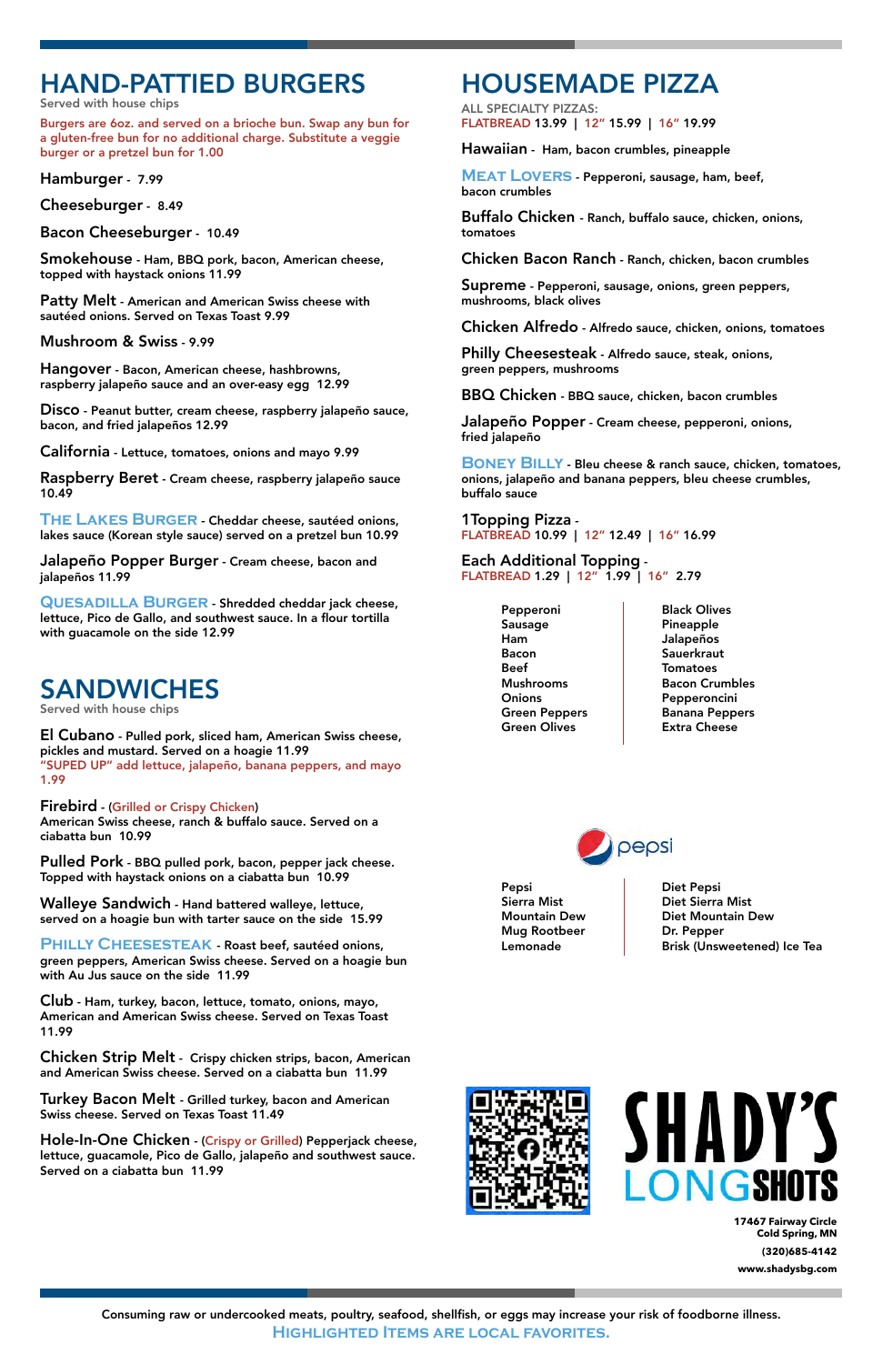# HAND-PATTIED BURGERS

Served with house chips

Burgers are 6oz. and served on a brioche bun. Swap any bun for a gluten-free bun for no additional charge. Substitute a veggie burger or a pretzel bun for 1.00

**Hamburger** - 7.99

**Cheeseburger** - 8.49

**Bacon Cheeseburger** - 10.49

**Smokehouse** - Ham, BBQ pork, bacon, American cheese, topped with haystack onions 11.99

**Patty Melt** - American and American Swiss cheese with sautéed onions. Served on Texas Toast 9.99

**Mushroom & Swiss** - 9.99

**Hangover** - Bacon, American cheese, hashbrowns, raspberry jalapeño sauce and an over-easy egg 12.99

**Disco** - Peanut butter, cream cheese, raspberry jalapeño sauce, bacon, and fried jalapeños 12.99

**California** - Lettuce, tomatoes, onions and mayo 9.99

**Raspberry Beret** - Cream cheese, raspberry jalapeño sauce 10.49

**The Lakes Burger** - Cheddar cheese, sautéed onions, lakes sauce (Korean style sauce) served on a pretzel bun 10.99

**Jalapeño Popper Burger** - Cream cheese, bacon and jalapeños 11.99

**Quesadilla Burger** - Shredded cheddar jack cheese, lettuce, Pico de Gallo, and southwest sauce. In a flour tortilla with guacamole on the side 12.99

# SANDWICHES

Served with house chips

**El Cubano** - Pulled pork, sliced ham, American Swiss cheese, pickles and mustard. Served on a hoagie 11.99
"SUPED UP" add lettuce, jalapeño, banana peppers, and mayo 1.99

**Firebird** - (Grilled or Crispy Chicken) American Swiss cheese, ranch & buffalo sauce. Served on a ciabatta bun 10.99

**Pulled Pork** - BBQ pulled pork, bacon, pepper jack cheese. Topped with haystack onions on a ciabatta bun 10.99

**Walleye Sandwich** - Hand battered walleye, lettuce, served on a hoagie bun with tarter sauce on the side 15.99

**Philly Cheesesteak** - Roast beef, sautéed onions, green peppers, American Swiss cheese. Served on a hoagie bun with Au Jus sauce on the side 11.99

**Club** - Ham, turkey, bacon, lettuce, tomato, onions, mayo, American and American Swiss cheese. Served on Texas Toast 11.99

**Chicken Strip Melt** - Crispy chicken strips, bacon, American and American Swiss cheese. Served on a ciabatta bun 11.99

**Turkey Bacon Melt** - Grilled turkey, bacon and American Swiss cheese. Served on Texas Toast 11.49

**Hole-In-One Chicken** - (Crispy or Grilled) Pepperjack cheese, lettuce, guacamole, Pico de Gallo, jalapeño and southwest sauce. Served on a ciabatta bun 11.99

# HOUSEMADE PIZZA

ALL SPECIALTY PIZZAS:
FLATBREAD 13.99 | 12" 15.99 | 16" 19.99

**Hawaiian** - Ham, bacon crumbles, pineapple

**Meat Lovers** - Pepperoni, sausage, ham, beef, bacon crumbles

**Buffalo Chicken** - Ranch, buffalo sauce, chicken, onions, tomatoes

**Chicken Bacon Ranch** - Ranch, chicken, bacon crumbles

**Supreme** - Pepperoni, sausage, onions, green peppers, mushrooms, black olives

**Chicken Alfredo** - Alfredo sauce, chicken, onions, tomatoes

**Philly Cheesesteak** - Alfredo sauce, steak, onions, green peppers, mushrooms

**BBQ Chicken** - BBQ sauce, chicken, bacon crumbles

**Jalapeño Popper** - Cream cheese, pepperoni, onions, fried jalapeño

**Boney Billy** - Bleu cheese & ranch sauce, chicken, tomatoes, onions, jalapeño and banana peppers, bleu cheese crumbles, buffalo sauce

**1Topping Pizza** -
FLATBREAD 10.99 | 12" 12.49 | 16" 16.99

**Each Additional Topping** -
FLATBREAD 1.29 | 12" 1.99 | 16" 2.79

| | |
|---|---|
| Pepperoni | Black Olives |
| Sausage | Pineapple |
| Ham | Jalapeños |
| Bacon | Sauerkraut |
| Beef | Tomatoes |
| Mushrooms | Bacon Crumbles |
| Onions | Pepperoncini |
| Green Peppers | Banana Peppers |
| Green Olives | Extra Cheese |

pepsi

| | |
|---|---|
| Pepsi | Diet Pepsi |
| Sierra Mist | Diet Sierra Mist |
| Mountain Dew | Diet Mountain Dew |
| Mug Rootbeer | Dr. Pepper |
| Lemonade | Brisk (Unsweetened) Ice Tea |

SHADY'S LONGSHOTS

17467 Fairway Circle
Cold Spring, MN
(320)685-4142
www.shadysbg.com

Consuming raw or undercooked meats, poultry, seafood, shellfish, or eggs may increase your risk of foodborne illness.

Highlighted Items are local favorites.